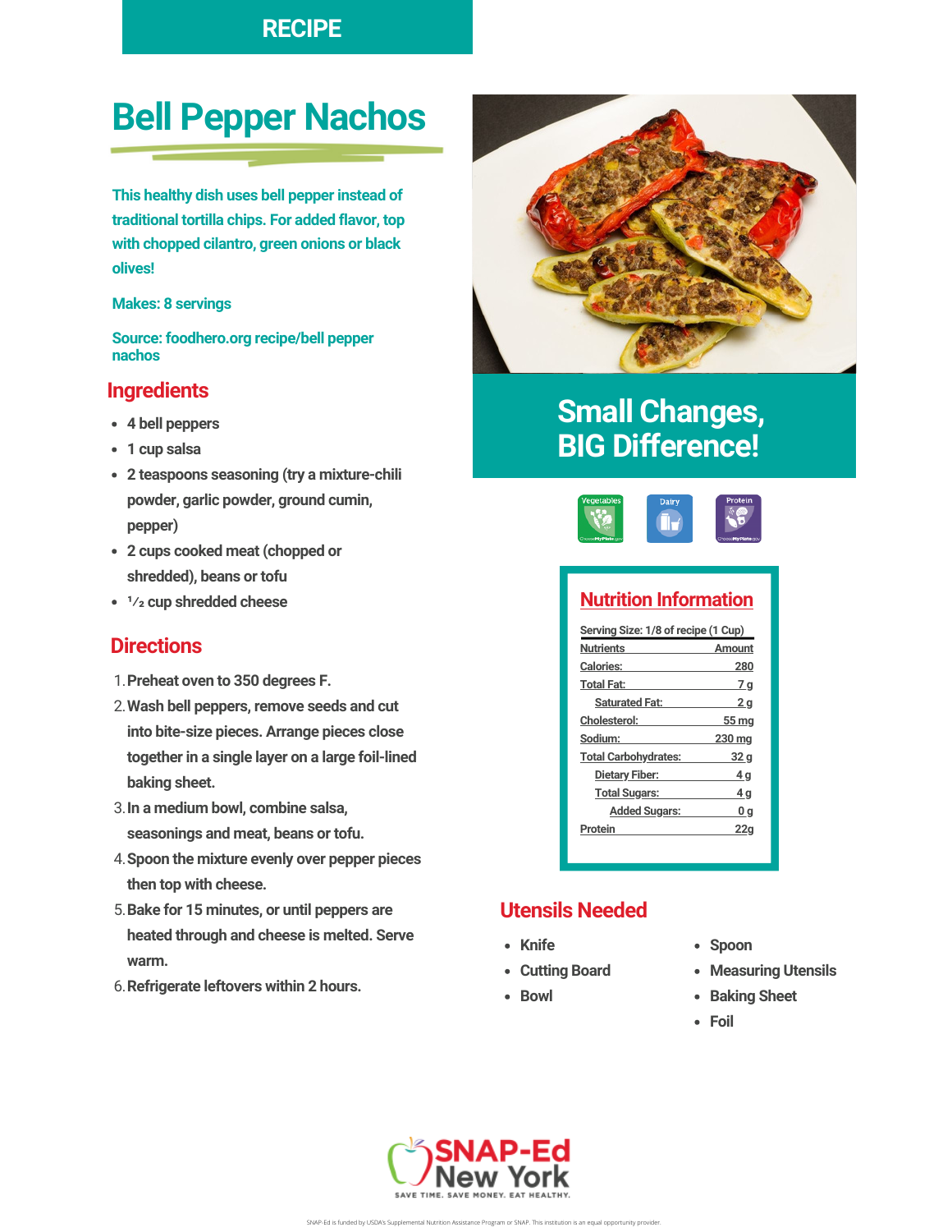RECIPE

# Bell Pepper Nachos

**This healthy dish uses bell pepper instead of traditional tortilla chips. For added flavor, top with chopped cilantro, green onions or black olives!**

**Makes: 8 servings**

**Source: foodhero.org recipe/bell pepper nachos**

## Ingredients

- 4 bell peppers
- 1 cup salsa
- 2 teaspoons seasoning (try a mixture-chili powder, garlic powder, ground cumin, pepper)
- 2 cups cooked meat (chopped or shredded), beans or tofu
- ½ cup shredded cheese

## Directions

1. Preheat oven to 350 degrees F.
2. Wash bell peppers, remove seeds and cut into bite-size pieces. Arrange pieces close together in a single layer on a large foil-lined baking sheet.
3. In a medium bowl, combine salsa, seasonings and meat, beans or tofu.
4. Spoon the mixture evenly over pepper pieces then top with cheese.
5. Bake for 15 minutes, or until peppers are heated through and cheese is melted. Serve warm.
6. Refrigerate leftovers within 2 hours.

## Small Changes, BIG Difference!

Vegetables | Dairy | Protein

## Nutrition Information

Serving Size: 1/8 of recipe (1 Cup)

| Nutrients | Amount |
|---|---|
| Calories: | 280 |
| Total Fat: | 7 g |
| Saturated Fat: | 2 g |
| Cholesterol: | 55 mg |
| Sodium: | 230 mg |
| Total Carbohydrates: | 32 g |
| Dietary Fiber: | 4 g |
| Total Sugars: | 4 g |
| Added Sugars: | 0 g |
| Protein | 22g |

## Utensils Needed

- Knife
- Cutting Board
- Bowl
- Spoon
- Measuring Utensils
- Baking Sheet
- Foil

SNAP-Ed New York

SAVE TIME. SAVE MONEY. EAT HEALTHY.

SNAP-Ed is funded by USDA's Supplemental Nutrition Assistance Program or SNAP. This institution is an equal opportunity provider.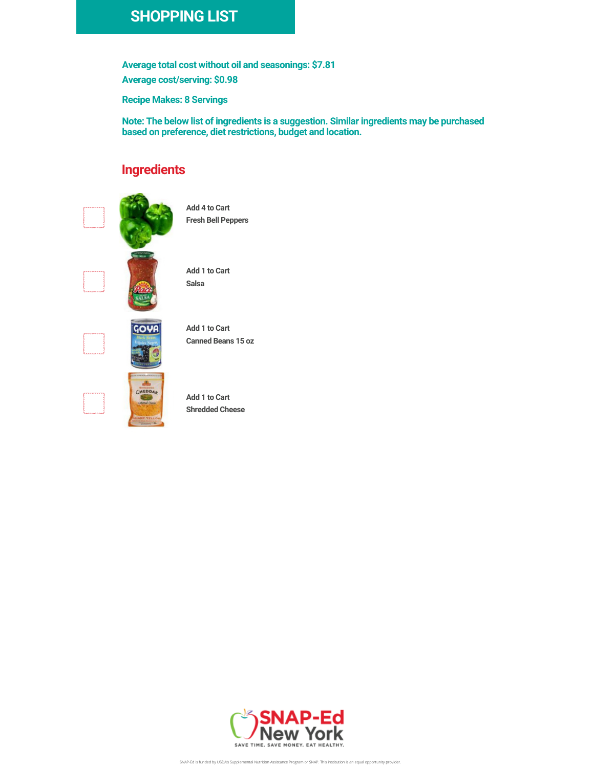# SHOPPING LIST

**Average total cost without oil and seasonings: $7.81**

**Average cost/serving: $0.98**

**Recipe Makes: 8 Servings**

**Note: The below list of ingredients is a suggestion. Similar ingredients may be purchased based on preference, diet restrictions, budget and location.**

## Ingredients

- [ ] **Add 4 to Cart**
  **Fresh Bell Peppers**
- [ ] **Add 1 to Cart**
  **Salsa**
- [ ] **Add 1 to Cart**
  **Canned Beans 15 oz**
- [ ] **Add 1 to Cart**
  **Shredded Cheese**

SNAP-Ed New York
SAVE TIME. SAVE MONEY. EAT HEALTHY.

SNAP-Ed is funded by USDA's Supplemental Nutrition Assistance Program or SNAP. This institution is an equal opportunity provider.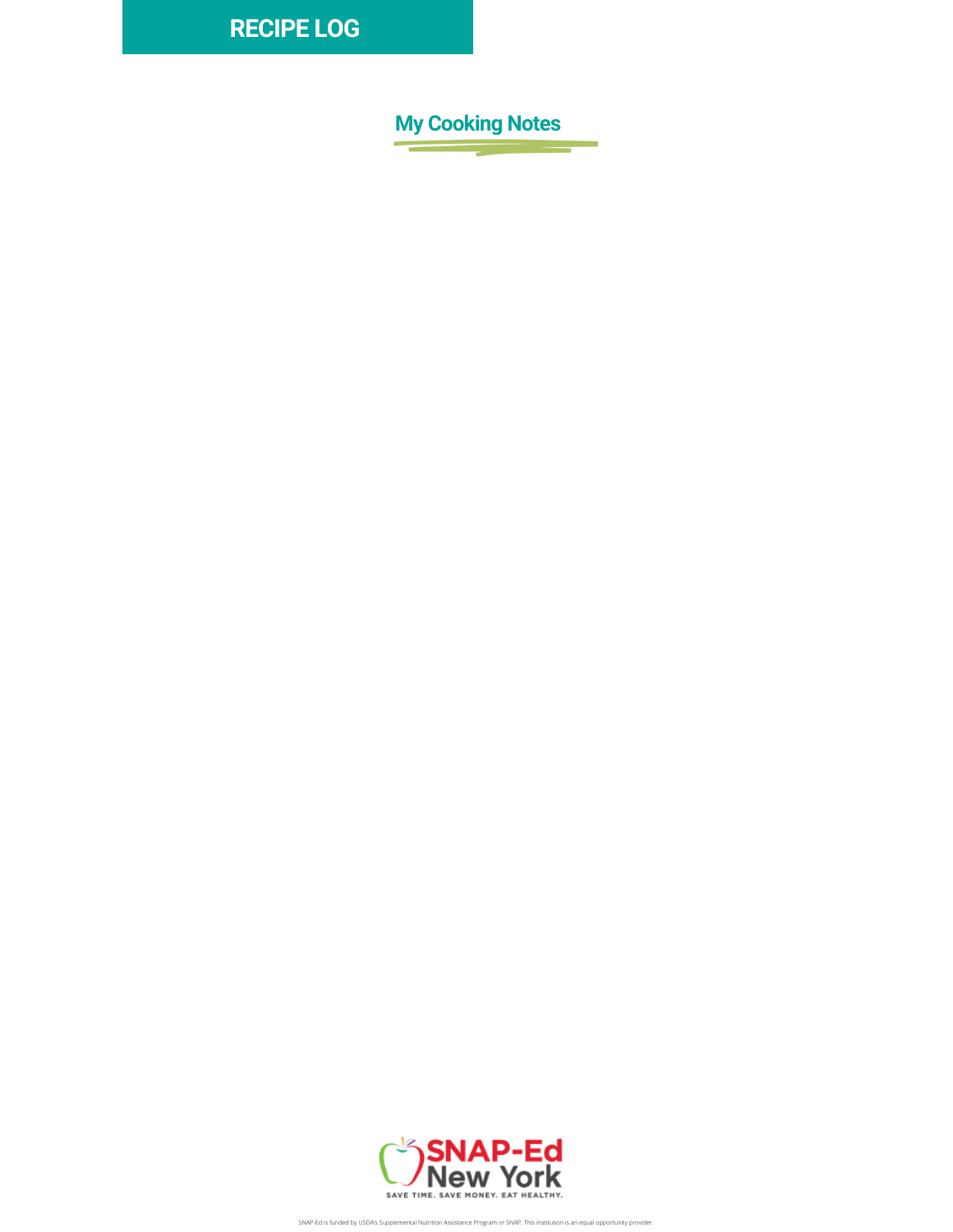# RECIPE LOG

## My Cooking Notes

SNAP-Ed New York

SAVE TIME. SAVE MONEY. EAT HEALTHY.

SNAP-Ed is funded by USDA's Supplemental Nutrition Assistance Program or SNAP. This institution is an equal opportunity provider.